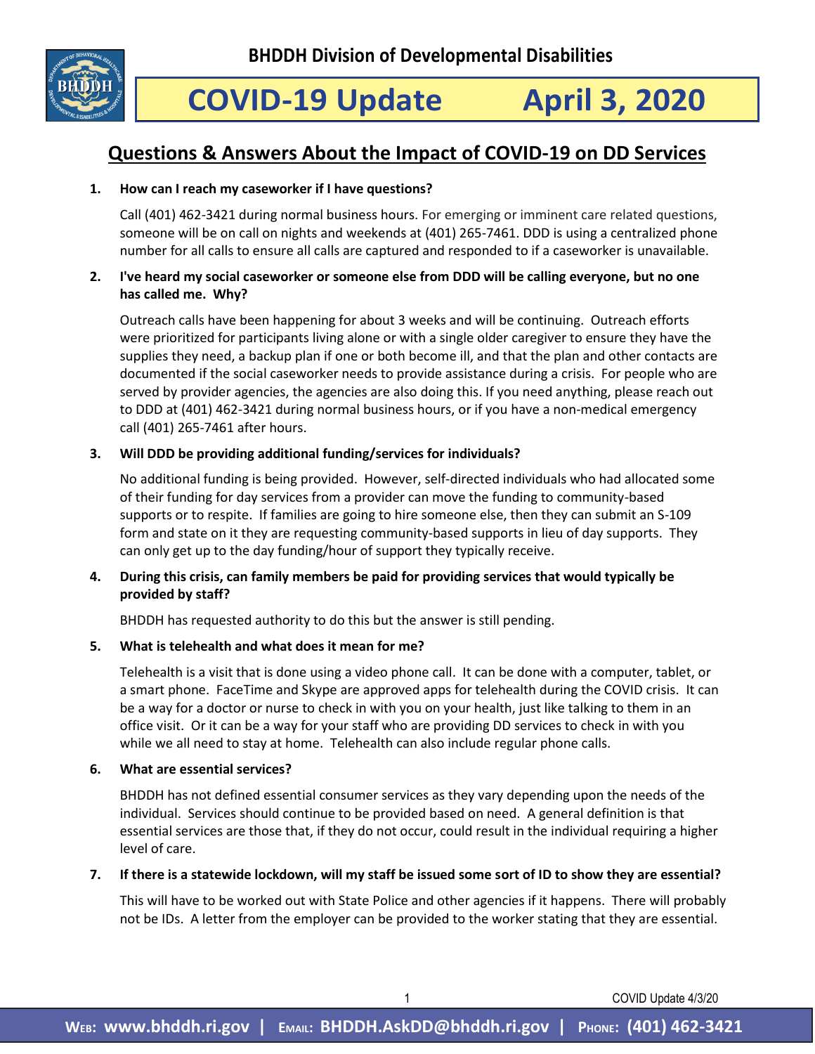**BHDDH Division of Developmental Disabilities**

# COVID-19 Update April 3, 2020

## Questions & Answers About the Impact of COVID-19 on DD Services

1. **How can I reach my caseworker if I have questions?**

   Call (401) 462-3421 during normal business hours. For emerging or imminent care related questions, someone will be on call on nights and weekends at (401) 265-7461. DDD is using a centralized phone number for all calls to ensure all calls are captured and responded to if a caseworker is unavailable.

2. **I've heard my social caseworker or someone else from DDD will be calling everyone, but no one has called me. Why?**

   Outreach calls have been happening for about 3 weeks and will be continuing. Outreach efforts were prioritized for participants living alone or with a single older caregiver to ensure they have the supplies they need, a backup plan if one or both become ill, and that the plan and other contacts are documented if the social caseworker needs to provide assistance during a crisis. For people who are served by provider agencies, the agencies are also doing this. If you need anything, please reach out to DDD at (401) 462-3421 during normal business hours, or if you have a non-medical emergency call (401) 265-7461 after hours.

3. **Will DDD be providing additional funding/services for individuals?**

   No additional funding is being provided. However, self-directed individuals who had allocated some of their funding for day services from a provider can move the funding to community-based supports or to respite. If families are going to hire someone else, then they can submit an S-109 form and state on it they are requesting community-based supports in lieu of day supports. They can only get up to the day funding/hour of support they typically receive.

4. **During this crisis, can family members be paid for providing services that would typically be provided by staff?**

   BHDDH has requested authority to do this but the answer is still pending.

5. **What is telehealth and what does it mean for me?**

   Telehealth is a visit that is done using a video phone call. It can be done with a computer, tablet, or a smart phone. FaceTime and Skype are approved apps for telehealth during the COVID crisis. It can be a way for a doctor or nurse to check in with you on your health, just like talking to them in an office visit. Or it can be a way for your staff who are providing DD services to check in with you while we all need to stay at home. Telehealth can also include regular phone calls.

6. **What are essential services?**

   BHDDH has not defined essential consumer services as they vary depending upon the needs of the individual. Services should continue to be provided based on need. A general definition is that essential services are those that, if they do not occur, could result in the individual requiring a higher level of care.

7. **If there is a statewide lockdown, will my staff be issued some sort of ID to show they are essential?**

   This will have to be worked out with State Police and other agencies if it happens. There will probably not be IDs. A letter from the employer can be provided to the worker stating that they are essential.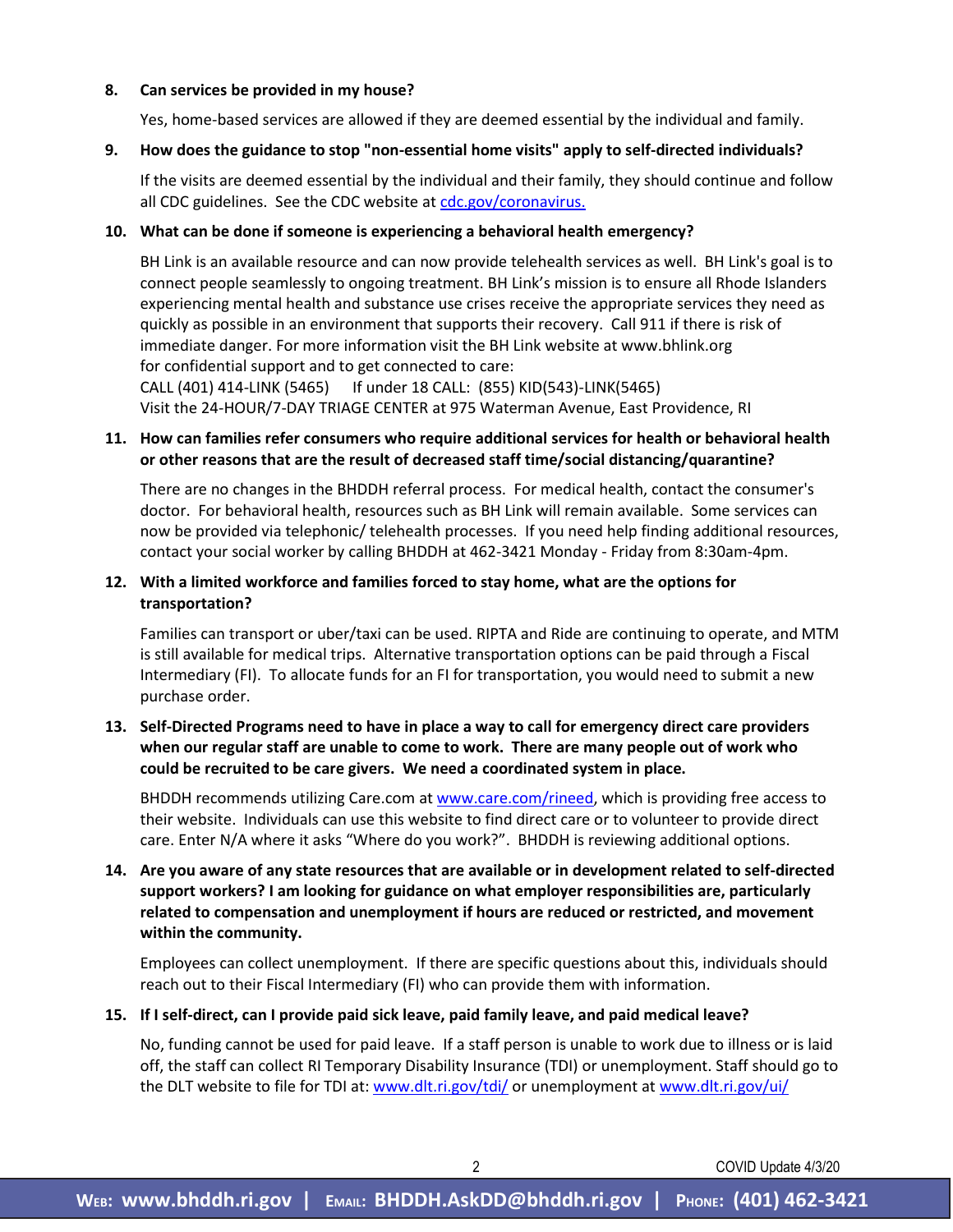8. **Can services be provided in my house?**

   Yes, home-based services are allowed if they are deemed essential by the individual and family.

9. **How does the guidance to stop "non-essential home visits" apply to self-directed individuals?**

   If the visits are deemed essential by the individual and their family, they should continue and follow all CDC guidelines. See the CDC website at [cdc.gov/coronavirus.](cdc.gov/coronavirus)

10. **What can be done if someone is experiencing a behavioral health emergency?**

    BH Link is an available resource and can now provide telehealth services as well. BH Link's goal is to connect people seamlessly to ongoing treatment. BH Link's mission is to ensure all Rhode Islanders experiencing mental health and substance use crises receive the appropriate services they need as quickly as possible in an environment that supports their recovery. Call 911 if there is risk of immediate danger. For more information visit the BH Link website at www.bhlink.org for confidential support and to get connected to care:
    CALL (401) 414-LINK (5465)     If under 18 CALL: (855) KID(543)-LINK(5465)
    Visit the 24-HOUR/7-DAY TRIAGE CENTER at 975 Waterman Avenue, East Providence, RI

11. **How can families refer consumers who require additional services for health or behavioral health or other reasons that are the result of decreased staff time/social distancing/quarantine?**

    There are no changes in the BHDDH referral process. For medical health, contact the consumer's doctor. For behavioral health, resources such as BH Link will remain available. Some services can now be provided via telephonic/ telehealth processes. If you need help finding additional resources, contact your social worker by calling BHDDH at 462-3421 Monday - Friday from 8:30am-4pm.

12. **With a limited workforce and families forced to stay home, what are the options for transportation?**

    Families can transport or uber/taxi can be used. RIPTA and Ride are continuing to operate, and MTM is still available for medical trips. Alternative transportation options can be paid through a Fiscal Intermediary (FI). To allocate funds for an FI for transportation, you would need to submit a new purchase order.

13. **Self-Directed Programs need to have in place a way to call for emergency direct care providers when our regular staff are unable to come to work. There are many people out of work who could be recruited to be care givers. We need a coordinated system in place.**

    BHDDH recommends utilizing Care.com at [www.care.com/rineed](www.care.com/rineed), which is providing free access to their website. Individuals can use this website to find direct care or to volunteer to provide direct care. Enter N/A where it asks "Where do you work?". BHDDH is reviewing additional options.

14. **Are you aware of any state resources that are available or in development related to self-directed support workers? I am looking for guidance on what employer responsibilities are, particularly related to compensation and unemployment if hours are reduced or restricted, and movement within the community.**

    Employees can collect unemployment. If there are specific questions about this, individuals should reach out to their Fiscal Intermediary (FI) who can provide them with information.

15. **If I self-direct, can I provide paid sick leave, paid family leave, and paid medical leave?**

    No, funding cannot be used for paid leave. If a staff person is unable to work due to illness or is laid off, the staff can collect RI Temporary Disability Insurance (TDI) or unemployment. Staff should go to the DLT website to file for TDI at: [www.dlt.ri.gov/tdi/](www.dlt.ri.gov/tdi/) or unemployment at [www.dlt.ri.gov/ui/](www.dlt.ri.gov/ui/)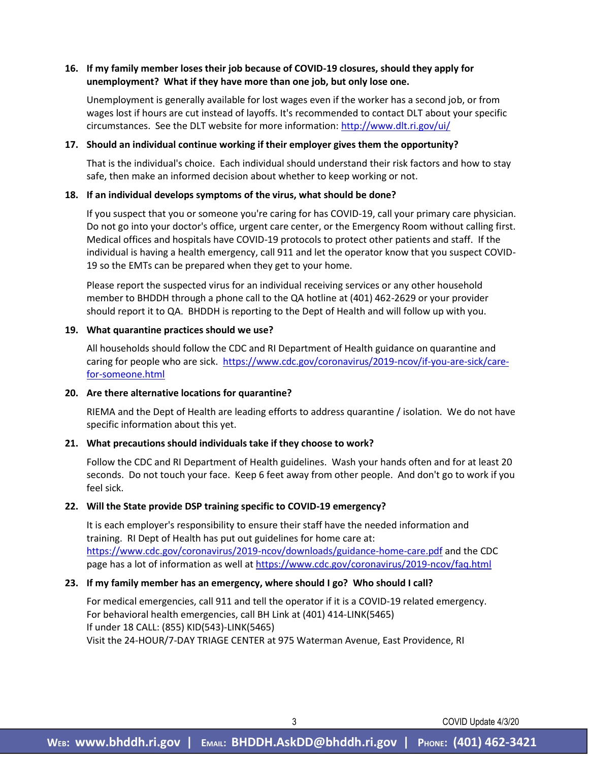**16. If my family member loses their job because of COVID-19 closures, should they apply for unemployment? What if they have more than one job, but only lose one.**

Unemployment is generally available for lost wages even if the worker has a second job, or from wages lost if hours are cut instead of layoffs. It's recommended to contact DLT about your specific circumstances. See the DLT website for more information: http://www.dlt.ri.gov/ui/

**17. Should an individual continue working if their employer gives them the opportunity?**

That is the individual's choice. Each individual should understand their risk factors and how to stay safe, then make an informed decision about whether to keep working or not.

**18. If an individual develops symptoms of the virus, what should be done?**

If you suspect that you or someone you're caring for has COVID-19, call your primary care physician. Do not go into your doctor's office, urgent care center, or the Emergency Room without calling first. Medical offices and hospitals have COVID-19 protocols to protect other patients and staff. If the individual is having a health emergency, call 911 and let the operator know that you suspect COVID-19 so the EMTs can be prepared when they get to your home.

Please report the suspected virus for an individual receiving services or any other household member to BHDDH through a phone call to the QA hotline at (401) 462-2629 or your provider should report it to QA. BHDDH is reporting to the Dept of Health and will follow up with you.

**19. What quarantine practices should we use?**

All households should follow the CDC and RI Department of Health guidance on quarantine and caring for people who are sick. https://www.cdc.gov/coronavirus/2019-ncov/if-you-are-sick/care-for-someone.html

**20. Are there alternative locations for quarantine?**

RIEMA and the Dept of Health are leading efforts to address quarantine / isolation. We do not have specific information about this yet.

**21. What precautions should individuals take if they choose to work?**

Follow the CDC and RI Department of Health guidelines. Wash your hands often and for at least 20 seconds. Do not touch your face. Keep 6 feet away from other people. And don't go to work if you feel sick.

**22. Will the State provide DSP training specific to COVID-19 emergency?**

It is each employer's responsibility to ensure their staff have the needed information and training. RI Dept of Health has put out guidelines for home care at: https://www.cdc.gov/coronavirus/2019-ncov/downloads/guidance-home-care.pdf and the CDC page has a lot of information as well at https://www.cdc.gov/coronavirus/2019-ncov/faq.html

**23. If my family member has an emergency, where should I go? Who should I call?**

For medical emergencies, call 911 and tell the operator if it is a COVID-19 related emergency.
For behavioral health emergencies, call BH Link at (401) 414-LINK(5465)
If under 18 CALL: (855) KID(543)-LINK(5465)
Visit the 24-HOUR/7-DAY TRIAGE CENTER at 975 Waterman Avenue, East Providence, RI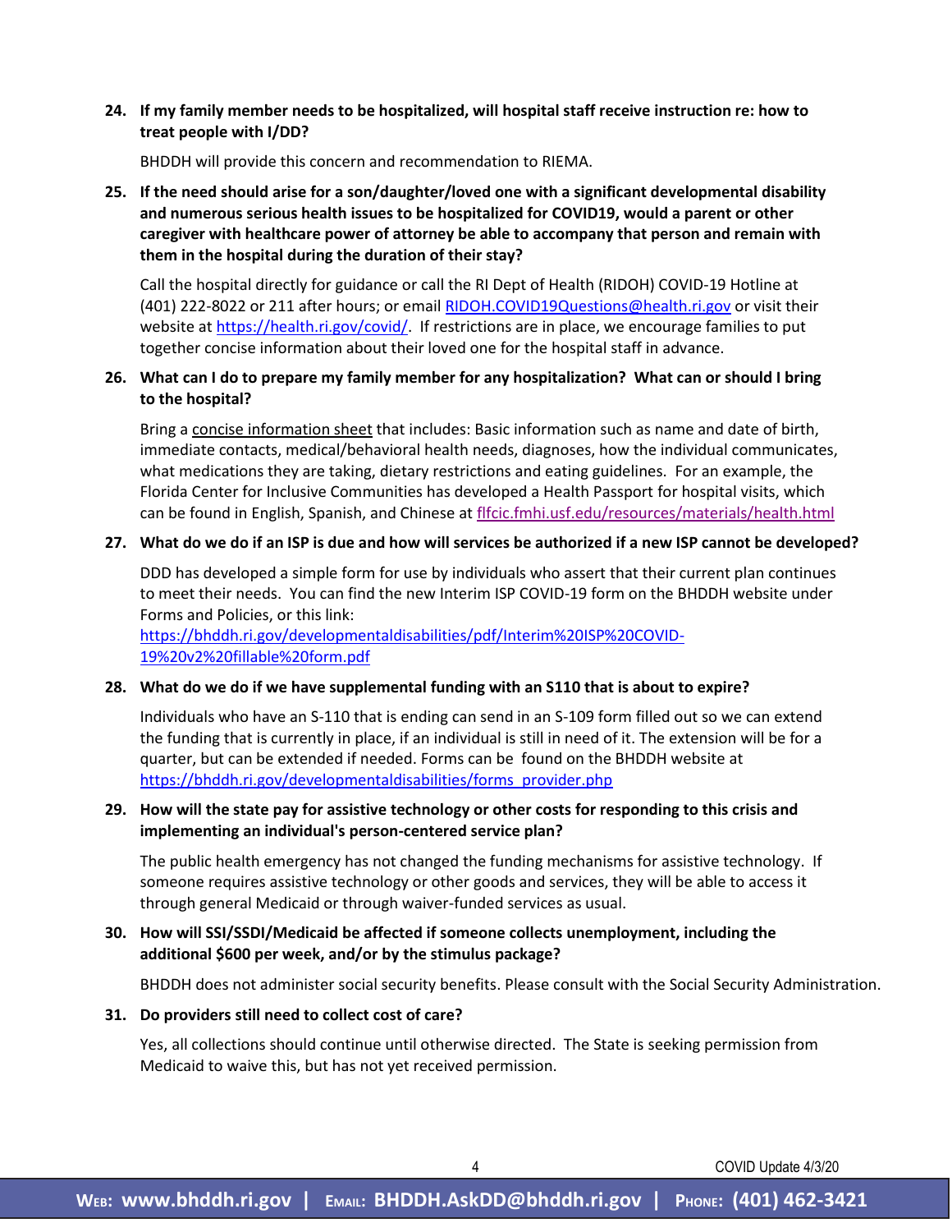**24. If my family member needs to be hospitalized, will hospital staff receive instruction re: how to treat people with I/DD?**

BHDDH will provide this concern and recommendation to RIEMA.

**25. If the need should arise for a son/daughter/loved one with a significant developmental disability and numerous serious health issues to be hospitalized for COVID19, would a parent or other caregiver with healthcare power of attorney be able to accompany that person and remain with them in the hospital during the duration of their stay?**

Call the hospital directly for guidance or call the RI Dept of Health (RIDOH) COVID-19 Hotline at (401) 222-8022 or 211 after hours; or email RIDOH.COVID19Questions@health.ri.gov or visit their website at https://health.ri.gov/covid/. If restrictions are in place, we encourage families to put together concise information about their loved one for the hospital staff in advance.

**26. What can I do to prepare my family member for any hospitalization? What can or should I bring to the hospital?**

Bring a concise information sheet that includes: Basic information such as name and date of birth, immediate contacts, medical/behavioral health needs, diagnoses, how the individual communicates, what medications they are taking, dietary restrictions and eating guidelines. For an example, the Florida Center for Inclusive Communities has developed a Health Passport for hospital visits, which can be found in English, Spanish, and Chinese at flfcic.fmhi.usf.edu/resources/materials/health.html

**27. What do we do if an ISP is due and how will services be authorized if a new ISP cannot be developed?**

DDD has developed a simple form for use by individuals who assert that their current plan continues to meet their needs. You can find the new Interim ISP COVID-19 form on the BHDDH website under Forms and Policies, or this link:
https://bhddh.ri.gov/developmentaldisabilities/pdf/Interim%20ISP%20COVID-19%20v2%20fillable%20form.pdf

**28. What do we do if we have supplemental funding with an S110 that is about to expire?**

Individuals who have an S-110 that is ending can send in an S-109 form filled out so we can extend the funding that is currently in place, if an individual is still in need of it. The extension will be for a quarter, but can be extended if needed. Forms can be found on the BHDDH website at https://bhddh.ri.gov/developmentaldisabilities/forms_provider.php

**29. How will the state pay for assistive technology or other costs for responding to this crisis and implementing an individual's person-centered service plan?**

The public health emergency has not changed the funding mechanisms for assistive technology. If someone requires assistive technology or other goods and services, they will be able to access it through general Medicaid or through waiver-funded services as usual.

**30. How will SSI/SSDI/Medicaid be affected if someone collects unemployment, including the additional $600 per week, and/or by the stimulus package?**

BHDDH does not administer social security benefits. Please consult with the Social Security Administration.

**31. Do providers still need to collect cost of care?**

Yes, all collections should continue until otherwise directed. The State is seeking permission from Medicaid to waive this, but has not yet received permission.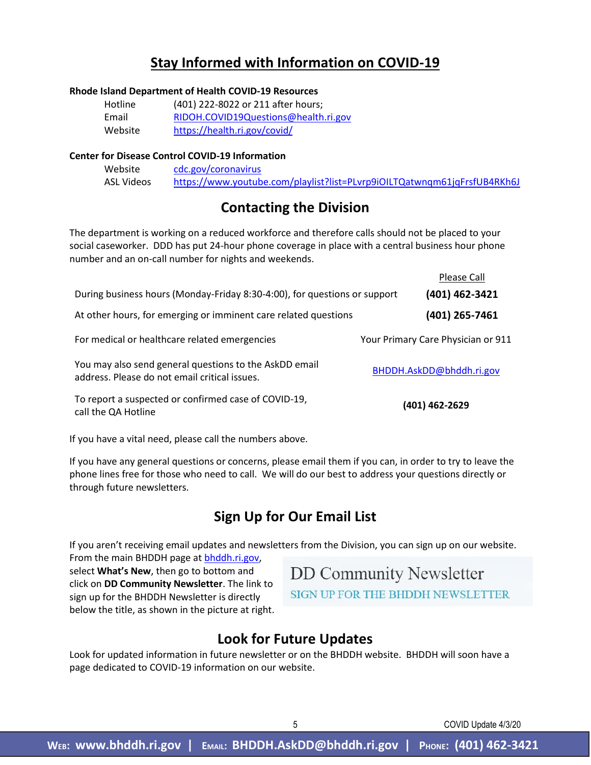## Stay Informed with Information on COVID-19

**Rhode Island Department of Health COVID-19 Resources**

| | |
|---|---|
| Hotline | (401) 222-8022 or 211 after hours; |
| Email | RIDOH.COVID19Questions@health.ri.gov |
| Website | https://health.ri.gov/covid/ |

**Center for Disease Control COVID-19 Information**

| | |
|---|---|
| Website | cdc.gov/coronavirus |
| ASL Videos | https://www.youtube.com/playlist?list=PLvrp9iOILTQatwnqm61jqFrsfUB4RKh6J |

## Contacting the Division

The department is working on a reduced workforce and therefore calls should not be placed to your social caseworker. DDD has put 24-hour phone coverage in place with a central business hour phone number and an on-call number for nights and weekends.

| | Please Call |
|---|---|
| During business hours (Monday-Friday 8:30-4:00), for questions or support | **(401) 462-3421** |
| At other hours, for emerging or imminent care related questions | **(401) 265-7461** |
| For medical or healthcare related emergencies | Your Primary Care Physician or 911 |
| You may also send general questions to the AskDD email address. Please do not email critical issues. | BHDDH.AskDD@bhddh.ri.gov |
| To report a suspected or confirmed case of COVID-19, call the QA Hotline | **(401) 462-2629** |

If you have a vital need, please call the numbers above.

If you have any general questions or concerns, please email them if you can, in order to try to leave the phone lines free for those who need to call. We will do our best to address your questions directly or through future newsletters.

## Sign Up for Our Email List

If you aren't receiving email updates and newsletters from the Division, you can sign up on our website. From the main BHDDH page at bhddh.ri.gov, select **What's New**, then go to bottom and click on **DD Community Newsletter**. The link to sign up for the BHDDH Newsletter is directly below the title, as shown in the picture at right.

DD Community Newsletter
SIGN UP FOR THE BHDDH NEWSLETTER

## Look for Future Updates

Look for updated information in future newsletter or on the BHDDH website. BHDDH will soon have a page dedicated to COVID-19 information on our website.